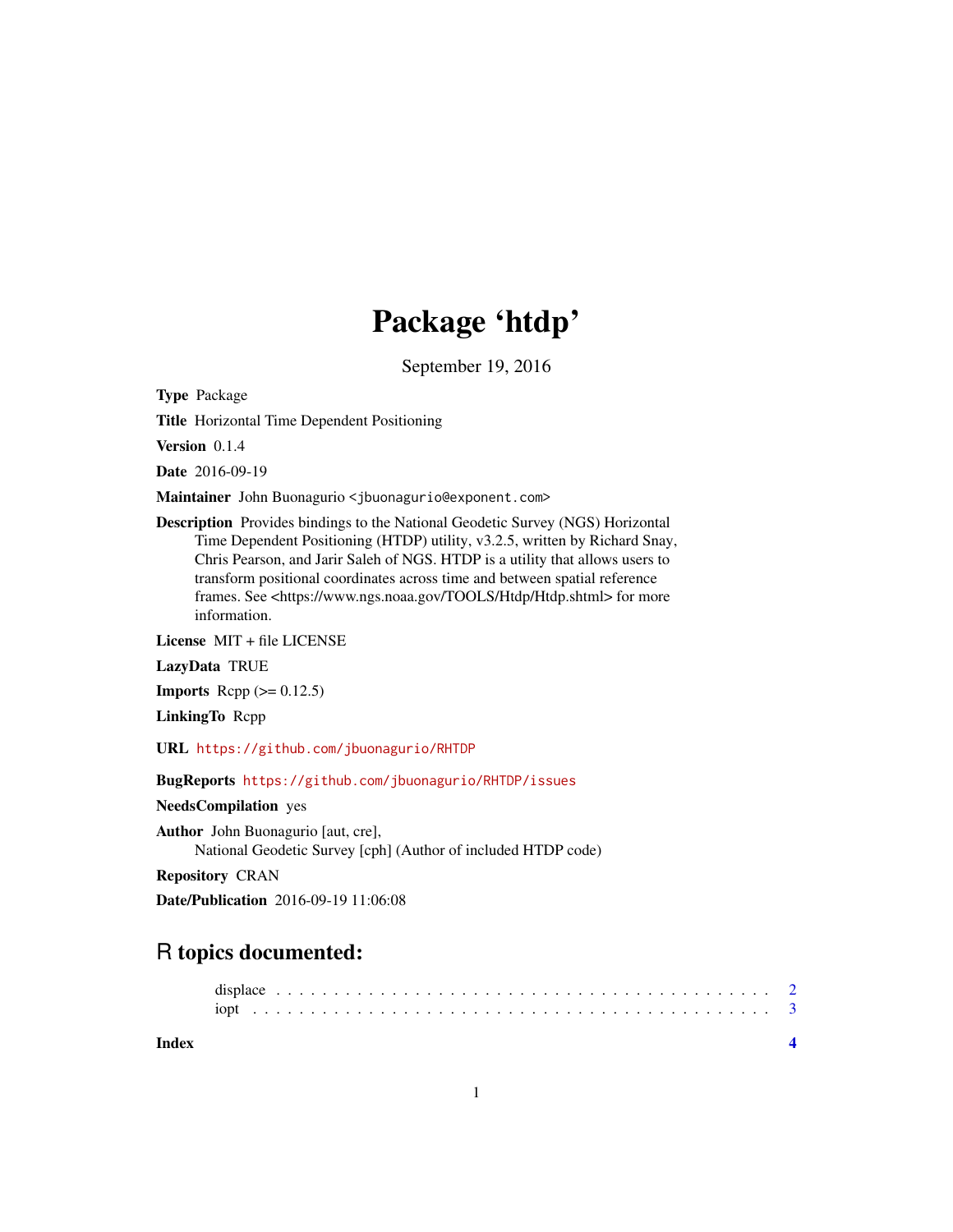# Package 'htdp'

September 19, 2016

**Type** Package

**Title** Horizontal Time Dependent Positioning

**Version** 0.1.4

**Date** 2016-09-19

**Maintainer** John Buonagurio <jbuonagurio@exponent.com>

**Description** Provides bindings to the National Geodetic Survey (NGS) Horizontal Time Dependent Positioning (HTDP) utility, v3.2.5, written by Richard Snay, Chris Pearson, and Jarir Saleh of NGS. HTDP is a utility that allows users to transform positional coordinates across time and between spatial reference frames. See <https://www.ngs.noaa.gov/TOOLS/Htdp/Htdp.shtml> for more information.

**License** MIT + file LICENSE

**LazyData** TRUE

**Imports** Rcpp (>= 0.12.5)

**LinkingTo** Rcpp

**URL** https://github.com/jbuonagurio/RHTDP

**BugReports** https://github.com/jbuonagurio/RHTDP/issues

**NeedsCompilation** yes

**Author** John Buonagurio [aut, cre],
National Geodetic Survey [cph] (Author of included HTDP code)

**Repository** CRAN

**Date/Publication** 2016-09-19 11:06:08

## R topics documented:

displace . . . . . . . . . . . . . . . . . . . . . . . . . . . . . . . . . . . . . . . . . . 2
iopt . . . . . . . . . . . . . . . . . . . . . . . . . . . . . . . . . . . . . . . . . . . . 3

**Index** **4**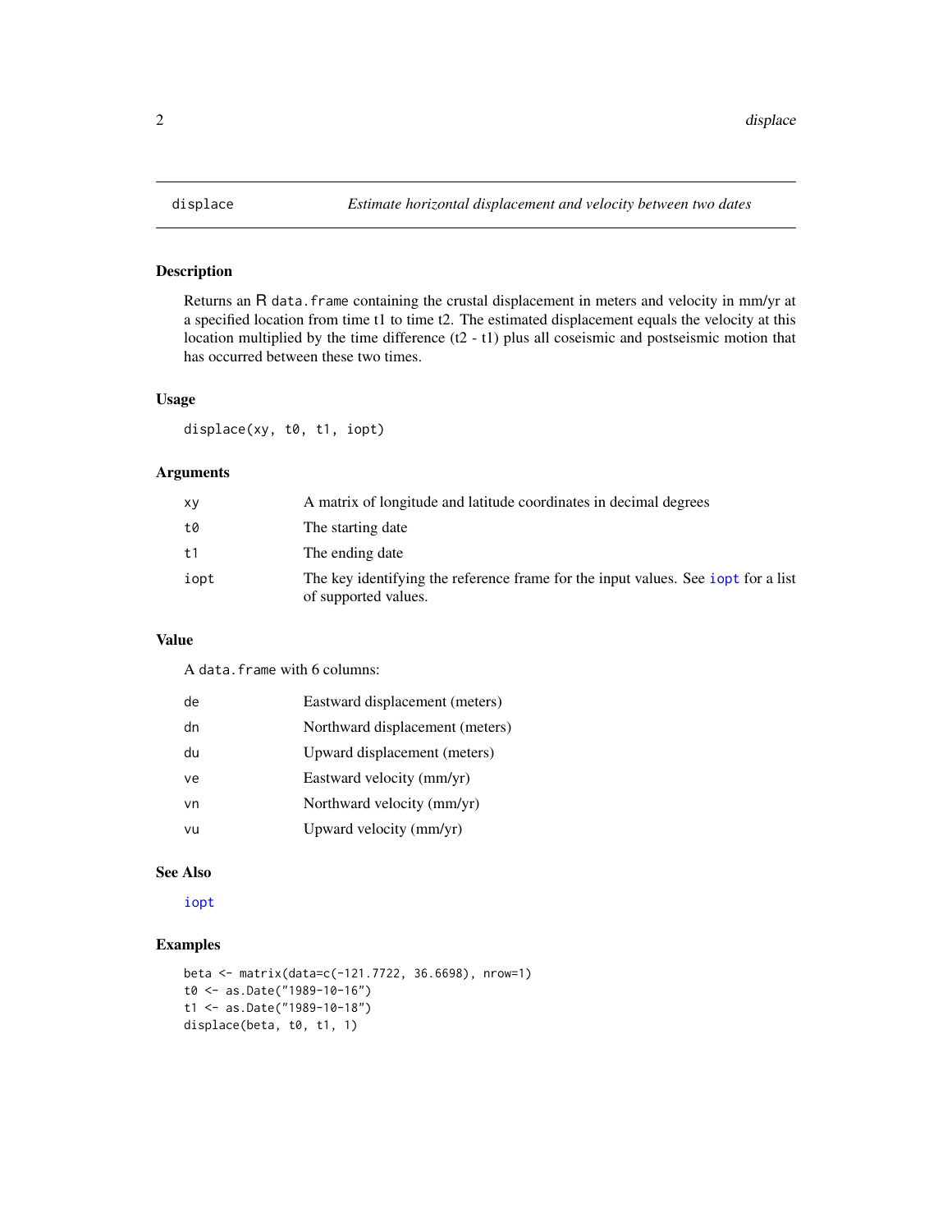## displace — *Estimate horizontal displacement and velocity between two dates*

### Description

Returns an R `data.frame` containing the crustal displacement in meters and velocity in mm/yr at a specified location from time t1 to time t2. The estimated displacement equals the velocity at this location multiplied by the time difference (t2 - t1) plus all coseismic and postseismic motion that has occurred between these two times.

### Usage

```
displace(xy, t0, t1, iopt)
```

### Arguments

| | |
|---|---|
| `xy` | A matrix of longitude and latitude coordinates in decimal degrees |
| `t0` | The starting date |
| `t1` | The ending date |
| `iopt` | The key identifying the reference frame for the input values. See `iopt` for a list of supported values. |

### Value

A `data.frame` with 6 columns:

| | |
|---|---|
| `de` | Eastward displacement (meters) |
| `dn` | Northward displacement (meters) |
| `du` | Upward displacement (meters) |
| `ve` | Eastward velocity (mm/yr) |
| `vn` | Northward velocity (mm/yr) |
| `vu` | Upward velocity (mm/yr) |

### See Also

`iopt`

### Examples

```
beta <- matrix(data=c(-121.7722, 36.6698), nrow=1)
t0 <- as.Date("1989-10-16")
t1 <- as.Date("1989-10-18")
displace(beta, t0, t1, 1)
```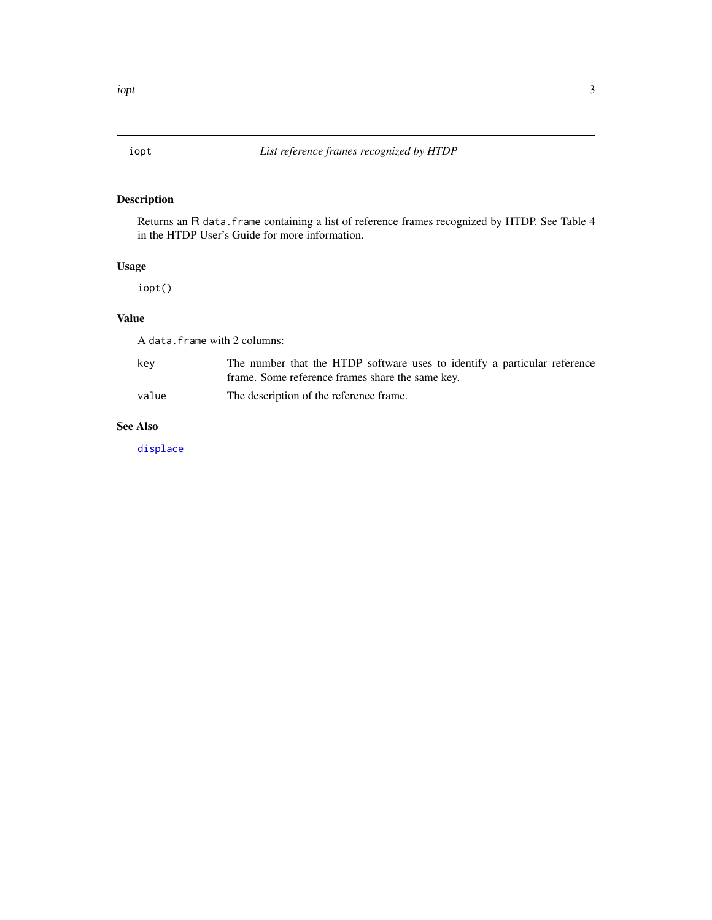`iopt` — *List reference frames recognized by HTDP*

## Description

Returns an R `data.frame` containing a list of reference frames recognized by HTDP. See Table 4 in the HTDP User's Guide for more information.

## Usage

```
iopt()
```

## Value

A `data.frame` with 2 columns:

| | |
|---|---|
| `key` | The number that the HTDP software uses to identify a particular reference frame. Some reference frames share the same key. |
| `value` | The description of the reference frame. |

## See Also

`displace`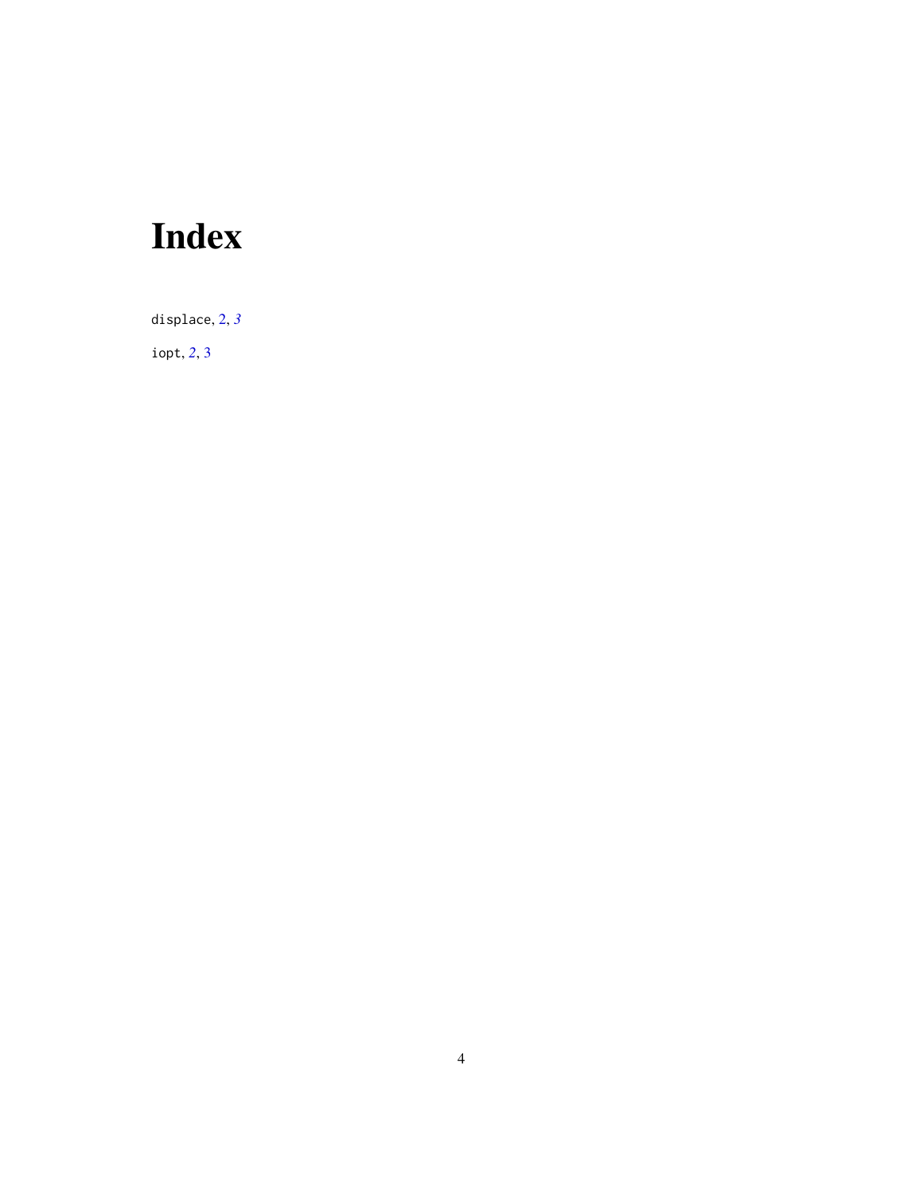# Index

`displace`, *2*, *3*

`iopt`, *2*, *3*